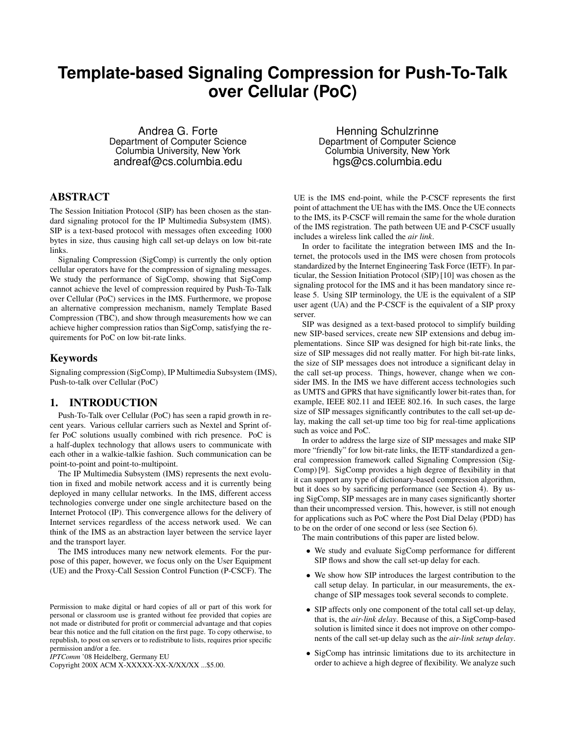# Template-based Signaling Compression for Push-To-Talk over Cellular (PoC)

Andrea G. Forte
Department of Computer Science
Columbia University, New York
andreaf@cs.columbia.edu

Henning Schulzrinne
Department of Computer Science
Columbia University, New York
hgs@cs.columbia.edu

## ABSTRACT

The Session Initiation Protocol (SIP) has been chosen as the standard signaling protocol for the IP Multimedia Subsystem (IMS). SIP is a text-based protocol with messages often exceeding 1000 bytes in size, thus causing high call set-up delays on low bit-rate links.

Signaling Compression (SigComp) is currently the only option cellular operators have for the compression of signaling messages. We study the performance of SigComp, showing that SigComp cannot achieve the level of compression required by Push-To-Talk over Cellular (PoC) services in the IMS. Furthermore, we propose an alternative compression mechanism, namely Template Based Compression (TBC), and show through measurements how we can achieve higher compression ratios than SigComp, satisfying the requirements for PoC on low bit-rate links.

## Keywords

Signaling compression (SigComp), IP Multimedia Subsystem (IMS), Push-to-talk over Cellular (PoC)

## 1. INTRODUCTION

Push-To-Talk over Cellular (PoC) has seen a rapid growth in recent years. Various cellular carriers such as Nextel and Sprint offer PoC solutions usually combined with rich presence. PoC is a half-duplex technology that allows users to communicate with each other in a walkie-talkie fashion. Such communication can be point-to-point and point-to-multipoint.

The IP Multimedia Subsystem (IMS) represents the next evolution in fixed and mobile network access and it is currently being deployed in many cellular networks. In the IMS, different access technologies converge under one single architecture based on the Internet Protocol (IP). This convergence allows for the delivery of Internet services regardless of the access network used. We can think of the IMS as an abstraction layer between the service layer and the transport layer.

The IMS introduces many new network elements. For the purpose of this paper, however, we focus only on the User Equipment (UE) and the Proxy-Call Session Control Function (P-CSCF). The UE is the IMS end-point, while the P-CSCF represents the first point of attachment the UE has with the IMS. Once the UE connects to the IMS, its P-CSCF will remain the same for the whole duration of the IMS registration. The path between UE and P-CSCF usually includes a wireless link called the *air link*.

In order to facilitate the integration between IMS and the Internet, the protocols used in the IMS were chosen from protocols standardized by the Internet Engineering Task Force (IETF). In particular, the Session Initiation Protocol (SIP) [10] was chosen as the signaling protocol for the IMS and it has been mandatory since release 5. Using SIP terminology, the UE is the equivalent of a SIP user agent (UA) and the P-CSCF is the equivalent of a SIP proxy server.

SIP was designed as a text-based protocol to simplify building new SIP-based services, create new SIP extensions and debug implementations. Since SIP was designed for high bit-rate links, the size of SIP messages did not really matter. For high bit-rate links, the size of SIP messages does not introduce a significant delay in the call set-up process. Things, however, change when we consider IMS. In the IMS we have different access technologies such as UMTS and GPRS that have significantly lower bit-rates than, for example, IEEE 802.11 and IEEE 802.16. In such cases, the large size of SIP messages significantly contributes to the call set-up delay, making the call set-up time too big for real-time applications such as voice and PoC.

In order to address the large size of SIP messages and make SIP more "friendly" for low bit-rate links, the IETF standardized a general compression framework called Signaling Compression (SigComp) [9]. SigComp provides a high degree of flexibility in that it can support any type of dictionary-based compression algorithm, but it does so by sacrificing performance (see Section 4). By using SigComp, SIP messages are in many cases significantly shorter than their uncompressed version. This, however, is still not enough for applications such as PoC where the Post Dial Delay (PDD) has to be on the order of one second or less (see Section 6).

The main contributions of this paper are listed below.

- We study and evaluate SigComp performance for different SIP flows and show the call set-up delay for each.
- We show how SIP introduces the largest contribution to the call setup delay. In particular, in our measurements, the exchange of SIP messages took several seconds to complete.
- SIP affects only one component of the total call set-up delay, that is, the *air-link delay*. Because of this, a SigComp-based solution is limited since it does not improve on other components of the call set-up delay such as the *air-link setup delay*.
- SigComp has intrinsic limitations due to its architecture in order to achieve a high degree of flexibility. We analyze such

Permission to make digital or hard copies of all or part of this work for personal or classroom use is granted without fee provided that copies are not made or distributed for profit or commercial advantage and that copies bear this notice and the full citation on the first page. To copy otherwise, to republish, to post on servers or to redistribute to lists, requires prior specific permission and/or a fee.
*IPTComm* '08 Heidelberg, Germany EU
Copyright 200X ACM X-XXXXX-XX-X/XX/XX ...$5.00.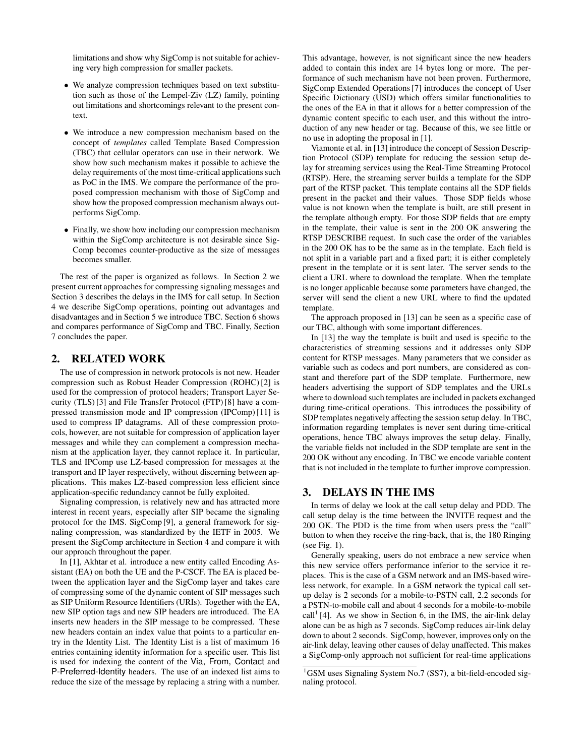limitations and show why SigComp is not suitable for achieving very high compression for smaller packets.

- We analyze compression techniques based on text substitution such as those of the Lempel-Ziv (LZ) family, pointing out limitations and shortcomings relevant to the present context.
- We introduce a new compression mechanism based on the concept of *templates* called Template Based Compression (TBC) that cellular operators can use in their network. We show how such mechanism makes it possible to achieve the delay requirements of the most time-critical applications such as PoC in the IMS. We compare the performance of the proposed compression mechanism with those of SigComp and show how the proposed compression mechanism always outperforms SigComp.
- Finally, we show how including our compression mechanism within the SigComp architecture is not desirable since SigComp becomes counter-productive as the size of messages becomes smaller.

The rest of the paper is organized as follows. In Section 2 we present current approaches for compressing signaling messages and Section 3 describes the delays in the IMS for call setup. In Section 4 we describe SigComp operations, pointing out advantages and disadvantages and in Section 5 we introduce TBC. Section 6 shows and compares performance of SigComp and TBC. Finally, Section 7 concludes the paper.

## 2. RELATED WORK

The use of compression in network protocols is not new. Header compression such as Robust Header Compression (ROHC) [2] is used for the compression of protocol headers; Transport Layer Security (TLS) [3] and File Transfer Protocol (FTP) [8] have a compressed transmission mode and IP compression (IPComp) [11] is used to compress IP datagrams. All of these compression protocols, however, are not suitable for compression of application layer messages and while they can complement a compression mechanism at the application layer, they cannot replace it. In particular, TLS and IPComp use LZ-based compression for messages at the transport and IP layer respectively, without discerning between applications. This makes LZ-based compression less efficient since application-specific redundancy cannot be fully exploited.

Signaling compression, is relatively new and has attracted more interest in recent years, especially after SIP became the signaling protocol for the IMS. SigComp [9], a general framework for signaling compression, was standardized by the IETF in 2005. We present the SigComp architecture in Section 4 and compare it with our approach throughout the paper.

In [1], Akhtar et al. introduce a new entity called Encoding Assistant (EA) on both the UE and the P-CSCF. The EA is placed between the application layer and the SigComp layer and takes care of compressing some of the dynamic content of SIP messages such as SIP Uniform Resource Identifiers (URIs). Together with the EA, new SIP option tags and new SIP headers are introduced. The EA inserts new headers in the SIP message to be compressed. These new headers contain an index value that points to a particular entry in the Identity List. The Identity List is a list of maximum 16 entries containing identity information for a specific user. This list is used for indexing the content of the Via, From, Contact and P-Preferred-Identity headers. The use of an indexed list aims to reduce the size of the message by replacing a string with a number. This advantage, however, is not significant since the new headers added to contain this index are 14 bytes long or more. The performance of such mechanism have not been proven. Furthermore, SigComp Extended Operations [7] introduces the concept of User Specific Dictionary (USD) which offers similar functionalities to the ones of the EA in that it allows for a better compression of the dynamic content specific to each user, and this without the introduction of any new header or tag. Because of this, we see little or no use in adopting the proposal in [1].

Viamonte et al. in [13] introduce the concept of Session Description Protocol (SDP) template for reducing the session setup delay for streaming services using the Real-Time Streaming Protocol (RTSP). Here, the streaming server builds a template for the SDP part of the RTSP packet. This template contains all the SDP fields present in the packet and their values. Those SDP fields whose value is not known when the template is built, are still present in the template although empty. For those SDP fields that are empty in the template, their value is sent in the 200 OK answering the RTSP DESCRIBE request. In such case the order of the variables in the 200 OK has to be the same as in the template. Each field is not split in a variable part and a fixed part; it is either completely present in the template or it is sent later. The server sends to the client a URL where to download the template. When the template is no longer applicable because some parameters have changed, the server will send the client a new URL where to find the updated template.

The approach proposed in [13] can be seen as a specific case of our TBC, although with some important differences.

In [13] the way the template is built and used is specific to the characteristics of streaming sessions and it addresses only SDP content for RTSP messages. Many parameters that we consider as variable such as codecs and port numbers, are considered as constant and therefore part of the SDP template. Furthermore, new headers advertising the support of SDP templates and the URLs where to download such templates are included in packets exchanged during time-critical operations. This introduces the possibility of SDP templates negatively affecting the session setup delay. In TBC, information regarding templates is never sent during time-critical operations, hence TBC always improves the setup delay. Finally, the variable fields not included in the SDP template are sent in the 200 OK without any encoding. In TBC we encode variable content that is not included in the template to further improve compression.

## 3. DELAYS IN THE IMS

In terms of delay we look at the call setup delay and PDD. The call setup delay is the time between the INVITE request and the 200 OK. The PDD is the time from when users press the "call" button to when they receive the ring-back, that is, the 180 Ringing (see Fig. 1).

Generally speaking, users do not embrace a new service when this new service offers performance inferior to the service it replaces. This is the case of a GSM network and an IMS-based wireless network, for example. In a GSM network the typical call setup delay is 2 seconds for a mobile-to-PSTN call, 2.2 seconds for a PSTN-to-mobile call and about 4 seconds for a mobile-to-mobile call[1] [4]. As we show in Section 6, in the IMS, the air-link delay alone can be as high as 7 seconds. SigComp reduces air-link delay down to about 2 seconds. SigComp, however, improves only on the air-link delay, leaving other causes of delay unaffected. This makes a SigComp-only approach not sufficient for real-time applications

[1] GSM uses Signaling System No.7 (SS7), a bit-field-encoded signaling protocol.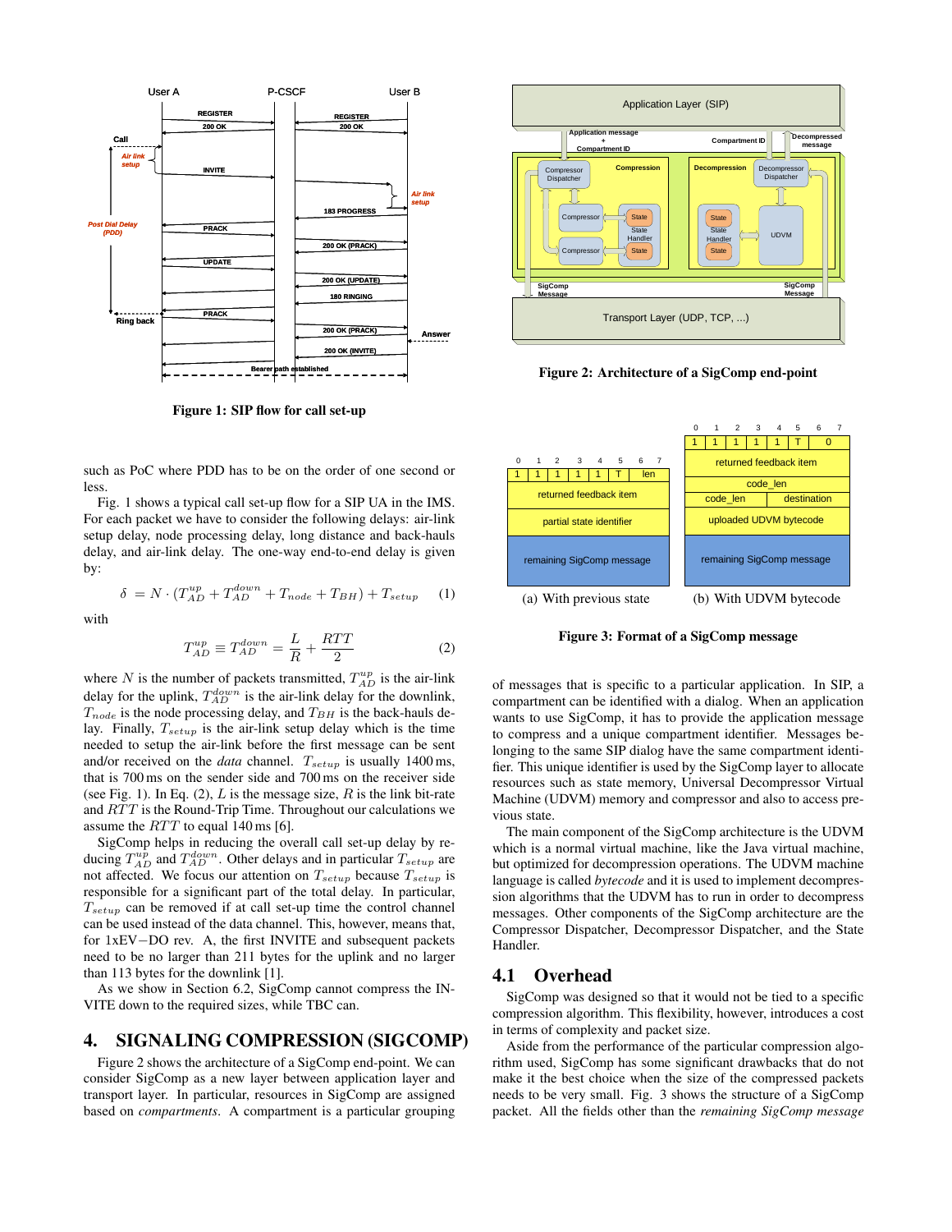Figure 1: SIP flow for call set-up

Figure 2: Architecture of a SigComp end-point

such as PoC where PDD has to be on the order of one second or less.

Fig. 1 shows a typical call set-up flow for a SIP UA in the IMS. For each packet we have to consider the following delays: air-link setup delay, node processing delay, long distance and back-hauls delay, and air-link delay. The one-way end-to-end delay is given by:

$$\delta = N \cdot (T_{AD}^{up} + T_{AD}^{down} + T_{node} + T_{BH}) + T_{setup} \quad (1)$$

with

$$T_{AD}^{up} \equiv T_{AD}^{down} = \frac{L}{R} + \frac{RTT}{2} \quad (2)$$

where $N$ is the number of packets transmitted, $T_{AD}^{up}$ is the air-link delay for the uplink, $T_{AD}^{down}$ is the air-link delay for the downlink, $T_{node}$ is the node processing delay, and $T_{BH}$ is the back-hauls delay. Finally, $T_{setup}$ is the air-link setup delay which is the time needed to setup the air-link before the first message can be sent and/or received on the *data* channel. $T_{setup}$ is usually 1400 ms, that is 700 ms on the sender side and 700 ms on the receiver side (see Fig. 1). In Eq. (2), $L$ is the message size, $R$ is the link bit-rate and $RTT$ is the Round-Trip Time. Throughout our calculations we assume the $RTT$ to equal 140 ms [6].

SigComp helps in reducing the overall call set-up delay by reducing $T_{AD}^{up}$ and $T_{AD}^{down}$. Other delays and in particular $T_{setup}$ are not affected. We focus our attention on $T_{setup}$ because $T_{setup}$ is responsible for a significant part of the total delay. In particular, $T_{setup}$ can be removed if at call set-up time the control channel can be used instead of the data channel. This, however, means that, for 1xEV−DO rev. A, the first INVITE and subsequent packets need to be no larger than 211 bytes for the uplink and no larger than 113 bytes for the downlink [1].

As we show in Section 6.2, SigComp cannot compress the INVITE down to the required sizes, while TBC can.

## 4. SIGNALING COMPRESSION (SIGCOMP)

Figure 2 shows the architecture of a SigComp end-point. We can consider SigComp as a new layer between application layer and transport layer. In particular, resources in SigComp are assigned based on *compartments*. A compartment is a particular grouping of messages that is specific to a particular application. In SIP, a compartment can be identified with a dialog. When an application wants to use SigComp, it has to provide the application message to compress and a unique compartment identifier. Messages belonging to the same SIP dialog have the same compartment identifier. This unique identifier is used by the SigComp layer to allocate resources such as state memory, Universal Decompressor Virtual Machine (UDVM) memory and compressor and also to access previous state.

The main component of the SigComp architecture is the UDVM which is a normal virtual machine, like the Java virtual machine, but optimized for decompression operations. The UDVM machine language is called *bytecode* and it is used to implement decompression algorithms that the UDVM has to run in order to decompress messages. Other components of the SigComp architecture are the Compressor Dispatcher, Decompressor Dispatcher, and the State Handler.

(a) With previous state

| 0 | 1 | 2 | 3 | 4 | 5 | 6 | 7 |
|---|---|---|---|---|---|---|---|
| 1 | 1 | 1 | 1 | 1 | T | len | |
| returned feedback item | | | | | | | |
| partial state identifier | | | | | | | |
| remaining SigComp message | | | | | | | |

(b) With UDVM bytecode

| 0 | 1 | 2 | 3 | 4 | 5 | 6 | 7 |
|---|---|---|---|---|---|---|---|
| 1 | 1 | 1 | 1 | 1 | T | 0 | |
| returned feedback item | | | | | | | |
| code_len | | | | | | | |
| code_len | | | | destination | | | |
| uploaded UDVM bytecode | | | | | | | |
| remaining SigComp message | | | | | | | |

Figure 3: Format of a SigComp message

### 4.1 Overhead

SigComp was designed so that it would not be tied to a specific compression algorithm. This flexibility, however, introduces a cost in terms of complexity and packet size.

Aside from the performance of the particular compression algorithm used, SigComp has some significant drawbacks that do not make it the best choice when the size of the compressed packets needs to be very small. Fig. 3 shows the structure of a SigComp packet. All the fields other than the *remaining SigComp message*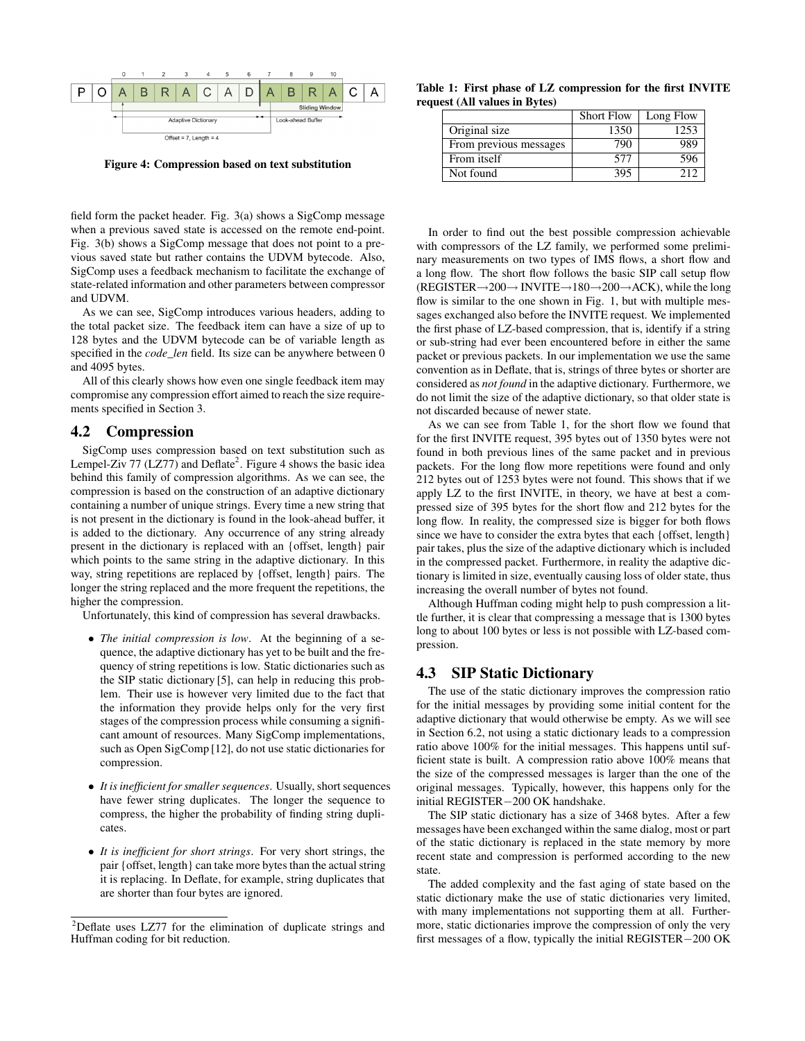0 1 2 3 4 5 6 7 8 9 10

P O A B R A C A D A B R A C A

Sliding Window

Adaptive Dictionary

Look-ahead Buffer

Offset = 7, Length = 4

**Figure 4: Compression based on text substitution**

field form the packet header. Fig. 3(a) shows a SigComp message when a previous saved state is accessed on the remote end-point. Fig. 3(b) shows a SigComp message that does not point to a previous saved state but rather contains the UDVM bytecode. Also, SigComp uses a feedback mechanism to facilitate the exchange of state-related information and other parameters between compressor and UDVM.

As we can see, SigComp introduces various headers, adding to the total packet size. The feedback item can have a size of up to 128 bytes and the UDVM bytecode can be of variable length as specified in the *code_len* field. Its size can be anywhere between 0 and 4095 bytes.

All of this clearly shows how even one single feedback item may compromise any compression effort aimed to reach the size requirements specified in Section 3.

## 4.2 Compression

SigComp uses compression based on text substitution such as Lempel-Ziv 77 (LZ77) and Deflate[2]. Figure 4 shows the basic idea behind this family of compression algorithms. As we can see, the compression is based on the construction of an adaptive dictionary containing a number of unique strings. Every time a new string that is not present in the dictionary is found in the look-ahead buffer, it is added to the dictionary. Any occurrence of any string already present in the dictionary is replaced with an {offset, length} pair which points to the same string in the adaptive dictionary. In this way, string repetitions are replaced by {offset, length} pairs. The longer the string replaced and the more frequent the repetitions, the higher the compression.

Unfortunately, this kind of compression has several drawbacks.

- *The initial compression is low*. At the beginning of a sequence, the adaptive dictionary has yet to be built and the frequency of string repetitions is low. Static dictionaries such as the SIP static dictionary [5], can help in reducing this problem. Their use is however very limited due to the fact that the information they provide helps only for the very first stages of the compression process while consuming a significant amount of resources. Many SigComp implementations, such as Open SigComp [12], do not use static dictionaries for compression.
- *It is inefficient for smaller sequences*. Usually, short sequences have fewer string duplicates. The longer the sequence to compress, the higher the probability of finding string duplicates.
- *It is inefficient for short strings*. For very short strings, the pair {offset, length} can take more bytes than the actual string it is replacing. In Deflate, for example, string duplicates that are shorter than four bytes are ignored.

[2]Deflate uses LZ77 for the elimination of duplicate strings and Huffman coding for bit reduction.

**Table 1: First phase of LZ compression for the first INVITE request (All values in Bytes)**

| | Short Flow | Long Flow |
|---|---|---|
| Original size | 1350 | 1253 |
| From previous messages | 790 | 989 |
| From itself | 577 | 596 |
| Not found | 395 | 212 |

In order to find out the best possible compression achievable with compressors of the LZ family, we performed some preliminary measurements on two types of IMS flows, a short flow and a long flow. The short flow follows the basic SIP call setup flow (REGISTER→200→ INVITE→180→200→ACK), while the long flow is similar to the one shown in Fig. 1, but with multiple messages exchanged also before the INVITE request. We implemented the first phase of LZ-based compression, that is, identify if a string or sub-string had ever been encountered before in either the same packet or previous packets. In our implementation we use the same convention as in Deflate, that is, strings of three bytes or shorter are considered as *not found* in the adaptive dictionary. Furthermore, we do not limit the size of the adaptive dictionary, so that older state is not discarded because of newer state.

As we can see from Table 1, for the short flow we found that for the first INVITE request, 395 bytes out of 1350 bytes were not found in both previous lines of the same packet and in previous packets. For the long flow more repetitions were found and only 212 bytes out of 1253 bytes were not found. This shows that if we apply LZ to the first INVITE, in theory, we have at best a compressed size of 395 bytes for the short flow and 212 bytes for the long flow. In reality, the compressed size is bigger for both flows since we have to consider the extra bytes that each {offset, length} pair takes, plus the size of the adaptive dictionary which is included in the compressed packet. Furthermore, in reality the adaptive dictionary is limited in size, eventually causing loss of older state, thus increasing the overall number of bytes not found.

Although Huffman coding might help to push compression a little further, it is clear that compressing a message that is 1300 bytes long to about 100 bytes or less is not possible with LZ-based compression.

## 4.3 SIP Static Dictionary

The use of the static dictionary improves the compression ratio for the initial messages by providing some initial content for the adaptive dictionary that would otherwise be empty. As we will see in Section 6.2, not using a static dictionary leads to a compression ratio above 100% for the initial messages. This happens until sufficient state is built. A compression ratio above 100% means that the size of the compressed messages is larger than the one of the original messages. Typically, however, this happens only for the initial REGISTER−200 OK handshake.

The SIP static dictionary has a size of 3468 bytes. After a few messages have been exchanged within the same dialog, most or part of the static dictionary is replaced in the state memory by more recent state and compression is performed according to the new state.

The added complexity and the fast aging of state based on the static dictionary make the use of static dictionaries very limited, with many implementations not supporting them at all. Furthermore, static dictionaries improve the compression of only the very first messages of a flow, typically the initial REGISTER−200 OK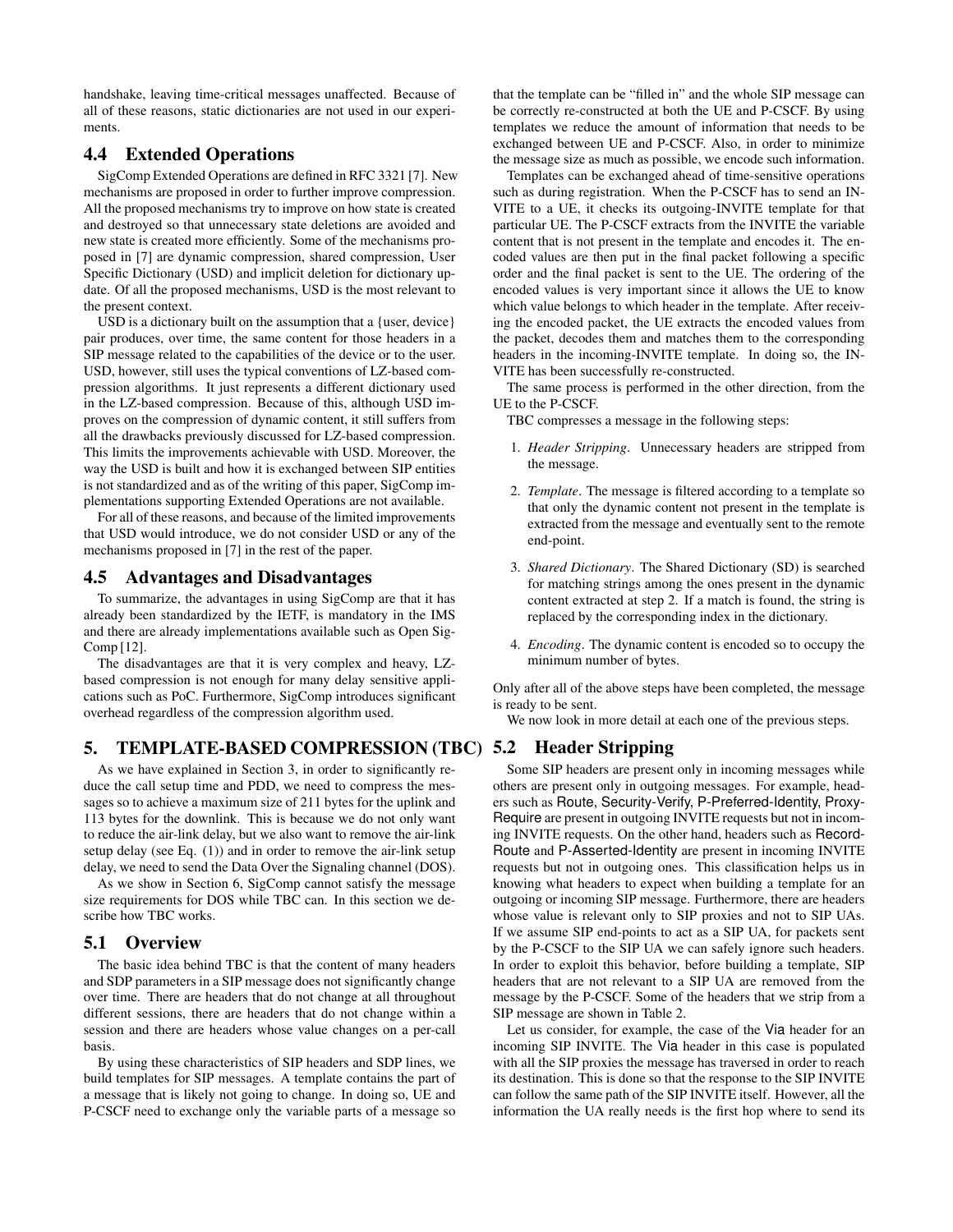handshake, leaving time-critical messages unaffected. Because of all of these reasons, static dictionaries are not used in our experiments.

### 4.4 Extended Operations

SigComp Extended Operations are defined in RFC 3321 [7]. New mechanisms are proposed in order to further improve compression. All the proposed mechanisms try to improve on how state is created and destroyed so that unnecessary state deletions are avoided and new state is created more efficiently. Some of the mechanisms proposed in [7] are dynamic compression, shared compression, User Specific Dictionary (USD) and implicit deletion for dictionary update. Of all the proposed mechanisms, USD is the most relevant to the present context.

USD is a dictionary built on the assumption that a {user, device} pair produces, over time, the same content for those headers in a SIP message related to the capabilities of the device or to the user. USD, however, still uses the typical conventions of LZ-based compression algorithms. It just represents a different dictionary used in the LZ-based compression. Because of this, although USD improves on the compression of dynamic content, it still suffers from all the drawbacks previously discussed for LZ-based compression. This limits the improvements achievable with USD. Moreover, the way the USD is built and how it is exchanged between SigComp entities is not standardized and as of the writing of this paper, SigComp implementations supporting Extended Operations are not available.

For all of these reasons, and because of the limited improvements that USD would introduce, we do not consider USD or any of the mechanisms proposed in [7] in the rest of the paper.

### 4.5 Advantages and Disadvantages

To summarize, the advantages in using SigComp are that it has already been standardized by the IETF, is mandatory in the IMS and there are already implementations available such as Open SigComp [12].

The disadvantages are that it is very complex and heavy, LZ-based compression is not enough for many delay sensitive applications such as PoC. Furthermore, SigComp introduces significant overhead regardless of the compression algorithm used.

## 5. TEMPLATE-BASED COMPRESSION (TBC)

As we have explained in Section 3, in order to significantly reduce the call setup time and PDD, we need to compress the messages so to achieve a maximum size of 211 bytes for the uplink and 113 bytes for the downlink. This is because we do not only want to reduce the air-link delay, but we also want to remove the air-link setup delay (see Eq. (1)) and in order to remove the air-link setup delay, we need to send the Data Over the Signaling channel (DOS).

As we show in Section 6, SigComp cannot satisfy the message size requirements for DOS while TBC can. In this section we describe how TBC works.

### 5.1 Overview

The basic idea behind TBC is that the content of many headers and SDP parameters in a SIP message does not significantly change over time. There are headers that do not change at all throughout different sessions, there are headers that do not change within a session and there are headers whose value changes on a per-call basis.

By using these characteristics of SIP headers and SDP lines, we build templates for SIP messages. A template contains the part of a message that is likely not going to change. In doing so, UE and P-CSCF need to exchange only the variable parts of a message so that the template can be "filled in" and the whole SIP message can be correctly re-constructed at both the UE and P-CSCF. By using templates we reduce the amount of information that needs to be exchanged between UE and P-CSCF. Also, in order to minimize the message size as much as possible, we encode such information.

Templates can be exchanged ahead of time-sensitive operations such as during registration. When the P-CSCF has to send an INVITE to a UE, it checks its outgoing-INVITE template for that particular UE. The P-CSCF extracts from the INVITE the variable content that is not present in the template and encodes it. The encoded values are then put in the final packet following a specific order and the final packet is sent to the UE. The ordering of the encoded values is very important since it allows the UE to know which value belongs to which header in the template. After receiving the encoded packet, the UE extracts the encoded values from the packet, decodes them and matches them to the corresponding headers in the incoming-INVITE template. In doing so, the INVITE has been successfully re-constructed.

The same process is performed in the other direction, from the UE to the P-CSCF.

TBC compresses a message in the following steps:

1. *Header Stripping*. Unnecessary headers are stripped from the message.
2. *Template*. The message is filtered according to a template so that only the dynamic content not present in the template is extracted from the message and eventually sent to the remote end-point.
3. *Shared Dictionary*. The Shared Dictionary (SD) is searched for matching strings among the ones present in the dynamic content extracted at step 2. If a match is found, the string is replaced by the corresponding index in the dictionary.
4. *Encoding*. The dynamic content is encoded so to occupy the minimum number of bytes.

Only after all of the above steps have been completed, the message is ready to be sent.

We now look in more detail at each one of the previous steps.

### 5.2 Header Stripping

Some SIP headers are present only in incoming messages while others are present only in outgoing messages. For example, headers such as Route, Security-Verify, P-Preferred-Identity, Proxy-Require are present in outgoing INVITE requests but not in incoming INVITE requests. On the other hand, headers such as Record-Route and P-Asserted-Identity are present in incoming INVITE requests but not in outgoing ones. This classification helps us in knowing what headers to expect when building a template for an outgoing or incoming SIP message. Furthermore, there are headers whose value is relevant only to SIP proxies and not to SIP UAs. If we assume SIP end-points to act as a SIP UA, for packets sent by the P-CSCF to the SIP UA we can safely ignore such headers. In order to exploit this behavior, before building a template, SIP headers that are not relevant to a SIP UA are removed from the message by the P-CSCF. Some of the headers that we strip from a SIP message are shown in Table 2.

Let us consider, for example, the case of the Via header for an incoming SIP INVITE. The Via header in this case is populated with all the SIP proxies the message has traversed in order to reach its destination. This is done so that the response to the SIP INVITE can follow the same path of the SIP INVITE itself. However, all the information the UA really needs is the first hop where to send its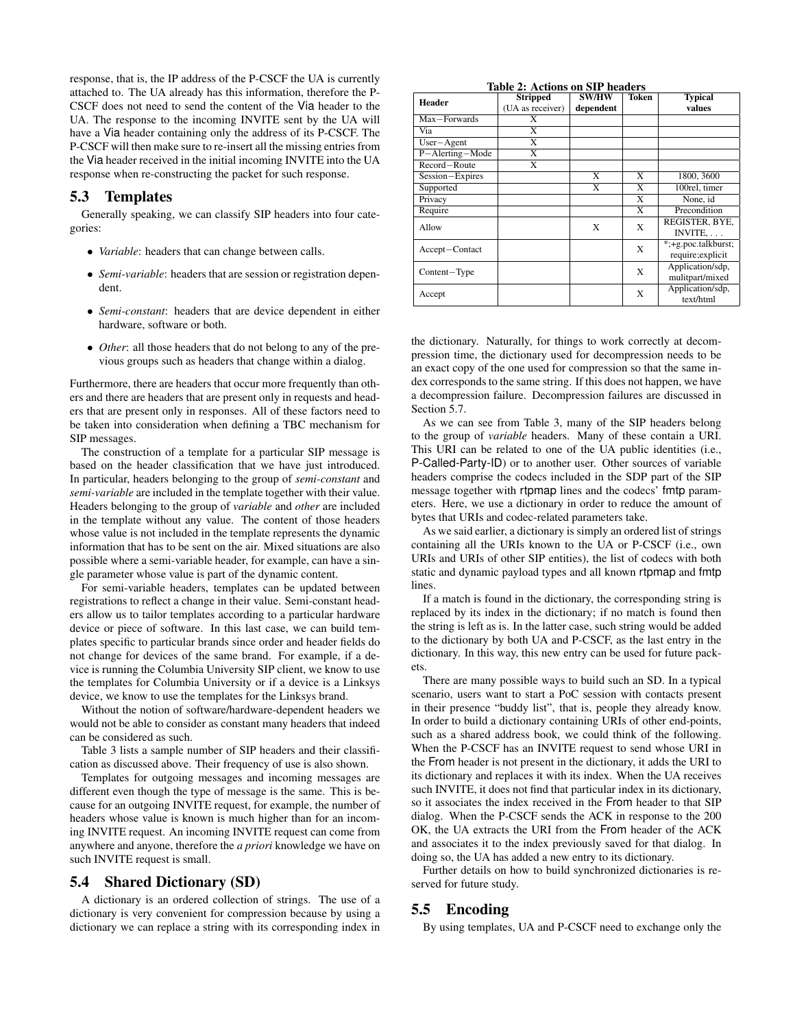response, that is, the IP address of the P-CSCF the UA is currently attached to. The UA already has this information, therefore the P-CSCF does not need to send the content of the Via header to the UA. The response to the incoming INVITE sent by the UA will have a Via header containing only the address of its P-CSCF. The P-CSCF will then make sure to re-insert all the missing entries from the Via header received in the initial incoming INVITE into the UA response when re-constructing the packet for such response.

## 5.3 Templates

Generally speaking, we can classify SIP headers into four categories:

- *Variable*: headers that can change between calls.
- *Semi-variable*: headers that are session or registration dependent.
- *Semi-constant*: headers that are device dependent in either hardware, software or both.
- *Other*: all those headers that do not belong to any of the previous groups such as headers that change within a dialog.

Furthermore, there are headers that occur more frequently than others and there are headers that are present only in requests and headers that are present only in responses. All of these factors need to be taken into consideration when defining a TBC mechanism for SIP messages.

The construction of a template for a particular SIP message is based on the header classification that we have just introduced. In particular, headers belonging to the group of *semi-constant* and *semi-variable* are included in the template together with their value. Headers belonging to the group of *variable* and *other* are included in the template without any value. The content of those headers whose value is not included in the template represents the dynamic information that has to be sent on the air. Mixed situations are also possible where a semi-variable header, for example, can have a single parameter whose value is part of the dynamic content.

For semi-variable headers, templates can be updated between registrations to reflect a change in their value. Semi-constant headers allow us to tailor templates according to a particular hardware device or piece of software. In this last case, we can build templates specific to particular brands since order and header fields do not change for devices of the same brand. For example, if a device is running the Columbia University SIP client, we know to use the templates for Columbia University or if a device is a Linksys device, we know to use the templates for the Linksys brand.

Without the notion of software/hardware-dependent headers we would not be able to consider as constant many headers that indeed can be considered as such.

Table 3 lists a sample number of SIP headers and their classification as discussed above. Their frequency of use is also shown.

Templates for outgoing messages and incoming messages are different even though the type of message is the same. This is because for an outgoing INVITE request, for example, the number of headers whose value is known is much higher than for an incoming INVITE request. An incoming INVITE request can come from anywhere and anyone, therefore the *a priori* knowledge we have on such INVITE request is small.

## 5.4 Shared Dictionary (SD)

A dictionary is an ordered collection of strings. The use of a dictionary is very convenient for compression because by using a dictionary we can replace a string with its corresponding index in the dictionary. Naturally, for things to work correctly at decompression time, the dictionary used for decompression needs to be an exact copy of the one used for compression so that the same index corresponds to the same string. If this does not happen, we have a decompression failure. Decompression failures are discussed in Section 5.7.

**Table 2: Actions on SIP headers**

| Header | Stripped (UA as receiver) | SW/HW dependent | Token | Typical values |
|---|---|---|---|---|
| Max−Forwards | X | | | |
| Via | X | | | |
| User−Agent | X | | | |
| P−Alerting−Mode | X | | | |
| Record−Route | X | | | |
| Session−Expires | | X | X | 1800, 3600 |
| Supported | | X | X | 100rel, timer |
| Privacy | | | X | None, id |
| Require | | | X | Precondition |
| Allow | | X | X | REGISTER, BYE, INVITE, . . . |
| Accept−Contact | | | X | *;+g.poc.talkburst; require;explicit |
| Content−Type | | | X | Application/sdp, mulitpart/mixed |
| Accept | | | X | Application/sdp, text/html |

As we can see from Table 3, many of the SIP headers belong to the group of *variable* headers. Many of these contain a URI. This URI can be related to one of the UA public identities (i.e., P-Called-Party-ID) or to another user. Other sources of variable headers comprise the codecs included in the SDP part of the SIP message together with rtpmap lines and the codecs' fmtp parameters. Here, we use a dictionary in order to reduce the amount of bytes that URIs and codec-related parameters take.

As we said earlier, a dictionary is simply an ordered list of strings containing all the URIs known to the UA or P-CSCF (i.e., own URIs and URIs of other SIP entities), the list of codecs with both static and dynamic payload types and all known rtpmap and fmtp lines.

If a match is found in the dictionary, the corresponding string is replaced by its index in the dictionary; if no match is found then the string is left as is. In the latter case, such string would be added to the dictionary by both UA and P-CSCF, as the last entry in the dictionary. In this way, this new entry can be used for future packets.

There are many possible ways to build such an SD. In a typical scenario, users want to start a PoC session with contacts present in their presence "buddy list", that is, people they already know. In order to build a dictionary containing URIs of other end-points, such as a shared address book, we could think of the following. When the P-CSCF has an INVITE request to send whose URI in the From header is not present in the dictionary, it adds the URI to its dictionary and replaces it with its index. When the UA receives such INVITE, it does not find that particular index in its dictionary, so it associates the index received in the From header to that SIP dialog. When the P-CSCF sends the ACK in response to the 200 OK, the UA extracts the URI from the From header of the ACK and associates it to the index previously saved for that dialog. In doing so, the UA has added a new entry to its dictionary.

Further details on how to build synchronized dictionaries is reserved for future study.

## 5.5 Encoding

By using templates, UA and P-CSCF need to exchange only the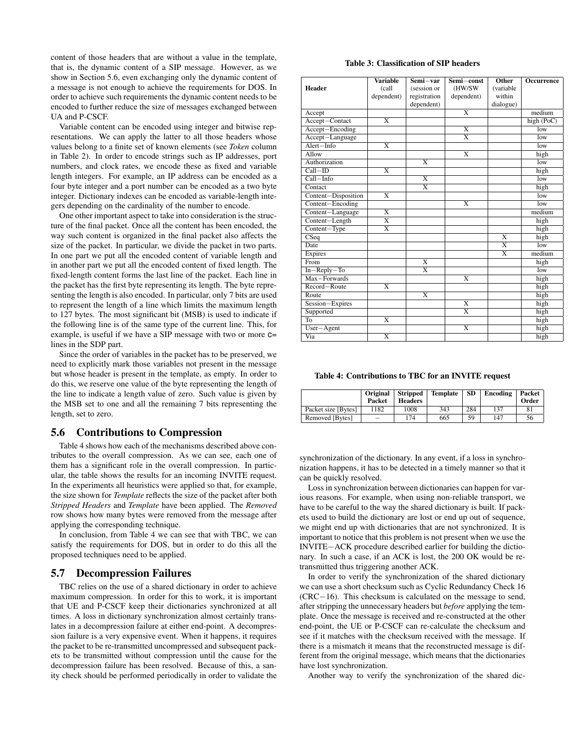content of those headers that are without a value in the template, that is, the dynamic content of a SIP message. However, as we show in Section 5.6, even exchanging only the dynamic content of a message is not enough to achieve the requirements for DOS. In order to achieve such requirements the dynamic content needs to be encoded to further reduce the size of messages exchanged between UA and P-CSCF.

Variable content can be encoded using integer and bitwise representations. We can apply the latter to all those headers whose values belong to a finite set of known elements (see *Token* column in Table 2). In order to encode strings such as IP addresses, port numbers, and clock rates, we encode these as fixed and variable length integers. For example, an IP address can be encoded as a four byte integer and a port number can be encoded as a two byte integer. Dictionary indexes can be encoded as variable-length integers depending on the cardinality of the number to encode.

One other important aspect to take into consideration is the structure of the final packet. Once all the content has been encoded, the way such content is organized in the final packet also affects the size of the packet. In particular, we divide the packet in two parts. In one part we put all the encoded content of variable length and in another part we put all the encoded content of fixed length. The fixed-length content forms the last line of the packet. Each line in the packet has the first byte representing its length. The byte representing the length is also encoded. In particular, only 7 bits are used to represent the length of a line which limits the maximum length to 127 bytes. The most significant bit (MSB) is used to indicate if the following line is of the same type of the current line. This, for example, is useful if we have a SIP message with two or more `c=` lines in the SDP part.

Since the order of variables in the packet has to be preserved, we need to explicitly mark those variables not present in the message but whose header is present in the template, as empty. In order to do this, we reserve one value of the byte representing the length of the line to indicate a length value of zero. Such value is given by the MSB set to one and all the remaining 7 bits representing the length, set to zero.

## 5.6 Contributions to Compression

Table 4 shows how each of the mechanisms described above contributes to the overall compression. As we can see, each one of them has a significant role in the overall compression. In particular, the table shows the results for an incoming INVITE request. In the experiments all heuristics were applied so that, for example, the size shown for *Template* reflects the size of the packet after both *Stripped Headers* and *Template* have been applied. The *Removed* row shows how many bytes were removed from the message after applying the corresponding technique.

In conclusion, from Table 4 we can see that with TBC, we can satisfy the requirements for DOS, but in order to do this all the proposed techniques need to be applied.

## 5.7 Decompression Failures

TBC relies on the use of a shared dictionary in order to achieve maximum compression. In order for this to work, it is important that UE and P-CSCF keep their dictionaries synchronized at all times. A loss in dictionary synchronization almost certainly translates in a decompression failure at either end-point. A decompression failure is a very expensive event. When it happens, it requires the packet to be re-transmitted uncompressed and subsequent packets to be transmitted without compression until the cause for the decompression failure has been resolved. Because of this, a sanity check should be performed periodically in order to validate the synchronization of the dictionary. In any event, if a loss in synchronization happens, it has to be detected in a timely manner so that it can be quickly resolved.

Loss in synchronization between dictionaries can happen for various reasons. For example, when using non-reliable transport, we have to be careful to the way the shared dictionary is built. If packets used to build the dictionary are lost or end up out of sequence, we might end up with dictionaries that are not synchronized. It is important to notice that this problem is not present when we use the INVITE−ACK procedure described earlier for building the dictionary. In such a case, if an ACK is lost, the 200 OK would be retransmitted thus triggering another ACK.

In order to verify the synchronization of the shared dictionary we can use a short checksum such as Cyclic Redundancy Check 16 (CRC−16). This checksum is calculated on the message to send, after stripping the unnecessary headers but *before* applying the template. Once the message is received and re-constructed at the other end-point, the UE or P-CSCF can re-calculate the checksum and see if it matches with the checksum received with the message. If there is a mismatch it means that the reconstructed message is different from the original message, which means that the dictionaries have lost synchronization.

Another way to verify the synchronization of the shared dic-

**Table 3: Classification of SIP headers**

| Header | Variable (call dependent) | Semi−var (session or registration dependent) | Semi−const (HW/SW dependent) | Other (variable within dialogue) | Occurrence |
|---|---|---|---|---|---|
| Accept | | | X | | medium |
| Accept−Contact | X | | | | high (PoC) |
| Accept−Encoding | | | X | | low |
| Accept−Language | | | X | | low |
| Alert−Info | X | | | | low |
| Allow | | | X | | high |
| Authorization | | X | | | low |
| Call−ID | X | | | | high |
| Call−Info | | X | | | low |
| Contact | | X | | | high |
| Content−Disposition | X | | | | low |
| Content−Encoding | | | X | | low |
| Content−Language | X | | | | medium |
| Content−Length | X | | | | high |
| Content−Type | X | | | | high |
| CSeq | | | | X | high |
| Date | | | | X | low |
| Expires | | | | X | medium |
| From | | X | | | high |
| In−Reply−To | | X | | | low |
| Max−Forwards | | | X | | high |
| Record−Route | X | | | | high |
| Route | | X | | | high |
| Session−Expires | | | X | | high |
| Supported | | | X | | high |
| To | X | | | | high |
| User−Agent | | | X | | high |
| Via | X | | | | high |

**Table 4: Contributions to TBC for an INVITE request**

| | Original Packet | Stripped Headers | Template | SD | Encoding | Packet Order |
|---|---|---|---|---|---|---|
| Packet size [Bytes] | 1182 | 1008 | 343 | 284 | 137 | 81 |
| Removed [Bytes] | − | 174 | 665 | 59 | 147 | 56 |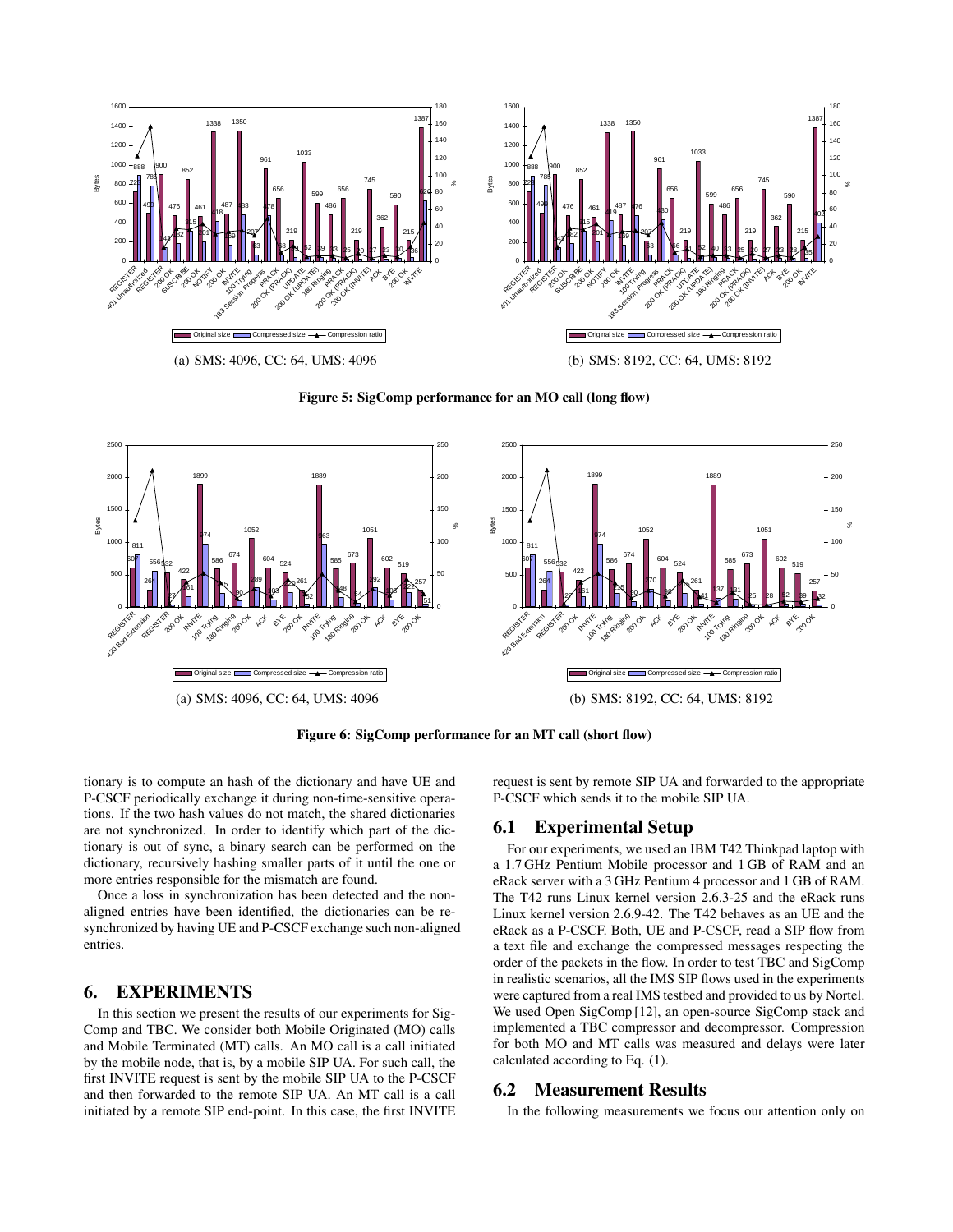(a) SMS: 4096, CC: 64, UMS: 4096

(b) SMS: 8192, CC: 64, UMS: 8192

**Figure 5: SigComp performance for an MO call (long flow)**

(a) SMS: 4096, CC: 64, UMS: 4096

(b) SMS: 8192, CC: 64, UMS: 8192

**Figure 6: SigComp performance for an MT call (short flow)**

tionary is to compute an hash of the dictionary and have UE and P-CSCF periodically exchange it during non-time-sensitive operations. If the two hash values do not match, the shared dictionaries are not synchronized. In order to identify which part of the dictionary is out of sync, a binary search can be performed on the dictionary, recursively hashing smaller parts of it until the one or more entries responsible for the mismatch are found.

Once a loss in synchronization has been detected and the non-aligned entries have been identified, the dictionaries can be re-synchronized by having UE and P-CSCF exchange such non-aligned entries.

# 6. EXPERIMENTS

In this section we present the results of our experiments for SigComp and TBC. We consider both Mobile Originated (MO) calls and Mobile Terminated (MT) calls. An MO call is a call initiated by the mobile node, that is, by a mobile SIP UA. For such call, the first INVITE request is sent by the mobile SIP UA to the P-CSCF and then forwarded to the remote SIP UA. An MT call is a call initiated by a remote SIP end-point. In this case, the first INVITE request is sent by remote SIP UA and forwarded to the appropriate P-CSCF which sends it to the mobile SIP UA.

## 6.1 Experimental Setup

For our experiments, we used an IBM T42 Thinkpad laptop with a 1.7 GHz Pentium Mobile processor and 1 GB of RAM and an eRack server with a 3 GHz Pentium 4 processor and 1 GB of RAM. The T42 runs Linux kernel version 2.6.3-25 and the eRack runs Linux kernel version 2.6.9-42. The T42 behaves as an UE and the eRack as a P-CSCF. Both, UE and P-CSCF, read a SIP flow from a text file and exchange the compressed messages respecting the order of the packets in the flow. In order to test TBC and SigComp in realistic scenarios, all the IMS SIP flows used in the experiments were captured from a real IMS testbed and provided to us by Nortel. We used Open SigComp [12], an open-source SigComp stack and implemented a TBC compressor and decompressor. Compression for both MO and MT calls was measured and delays were later calculated according to Eq. (1).

## 6.2 Measurement Results

In the following measurements we focus our attention only on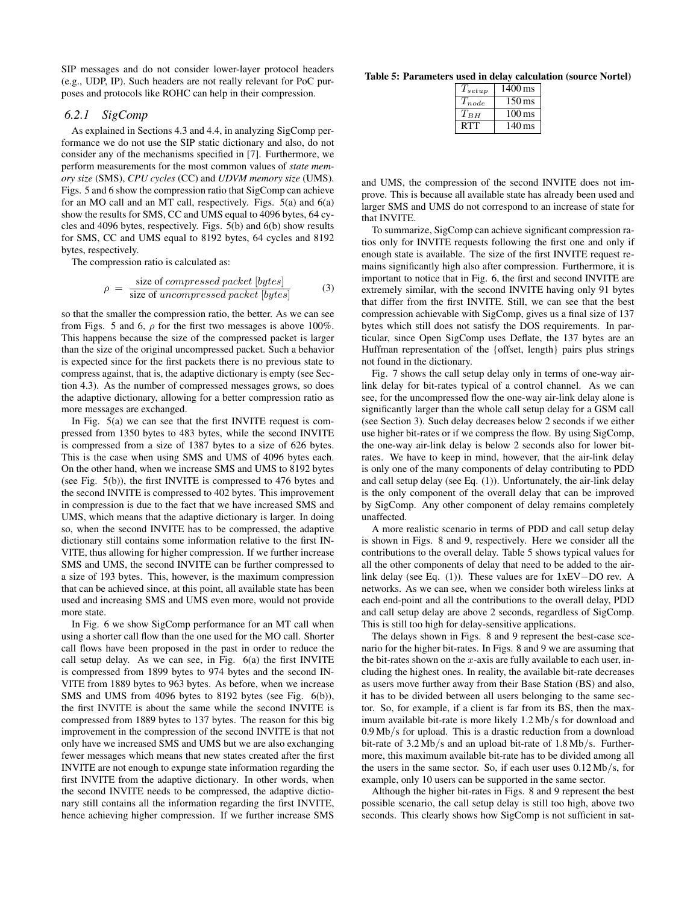SIP messages and do not consider lower-layer protocol headers (e.g., UDP, IP). Such headers are not really relevant for PoC purposes and protocols like ROHC can help in their compression.

### 6.2.1 SigComp

As explained in Sections 4.3 and 4.4, in analyzing SigComp performance we do not use the SIP static dictionary and also, do not consider any of the mechanisms specified in [7]. Furthermore, we perform measurements for the most common values of *state memory size* (SMS), *CPU cycles* (CC) and *UDVM memory size* (UMS). Figs. 5 and 6 show the compression ratio that SigComp can achieve for an MO call and an MT call, respectively. Figs. 5(a) and 6(a) show the results for SMS, CC and UMS equal to 4096 bytes, 64 cycles and 4096 bytes, respectively. Figs. 5(b) and 6(b) show results for SMS, CC and UMS equal to 8192 bytes, 64 cycles and 8192 bytes, respectively.

The compression ratio is calculated as:

$$\rho = \frac{\text{size of } compressed\ packet\ [bytes]}{\text{size of } uncompressed\ packet\ [bytes]} \tag{3}$$

so that the smaller the compression ratio, the better. As we can see from Figs. 5 and 6, $\rho$ for the first two messages is above 100%. This happens because the size of the compressed packet is larger than the size of the original uncompressed packet. Such a behavior is expected since for the first packets there is no previous state to compress against, that is, the adaptive dictionary is empty (see Section 4.3). As the number of compressed messages grows, so does the adaptive dictionary, allowing for a better compression ratio as more messages are exchanged.

In Fig. 5(a) we can see that the first INVITE request is compressed from 1350 bytes to 483 bytes, while the second INVITE is compressed from a size of 1387 bytes to a size of 626 bytes. This is the case when using SMS and UMS of 4096 bytes each. On the other hand, when we increase SMS and UMS to 8192 bytes (see Fig. 5(b)), the first INVITE is compressed to 476 bytes and the second INVITE is compressed to 402 bytes. This improvement in compression is due to the fact that we have increased SMS and UMS, which means that the adaptive dictionary is larger. In doing so, when the second INVITE has to be compressed, the adaptive dictionary still contains some information relative to the first INVITE, thus allowing for higher compression. If we further increase SMS and UMS, the second INVITE can be further compressed to a size of 193 bytes. This, however, is the maximum compression that can be achieved since, at this point, all available state has been used and increasing SMS and UMS even more, would not provide more state.

In Fig. 6 we show SigComp performance for an MT call when using a shorter call flow than the one used for the MO call. Shorter call flows have been proposed in the past in order to reduce the call setup delay. As we can see, in Fig. 6(a) the first INVITE is compressed from 1899 bytes to 974 bytes and the second INVITE from 1889 bytes to 963 bytes. As before, when we increase SMS and UMS from 4096 bytes to 8192 bytes (see Fig. 6(b)), the first INVITE is about the same while the second INVITE is compressed from 1889 bytes to 137 bytes. The reason for this big improvement in the compression of the second INVITE is that not only have we increased SMS and UMS but we are also exchanging fewer messages which means that new states created after the first INVITE are not enough to expunge state information regarding the first INVITE from the adaptive dictionary. In other words, when the second INVITE needs to be compressed, the adaptive dictionary still contains all the information regarding the first INVITE, hence achieving higher compression. If we further increase SMS and UMS, the compression of the second INVITE does not improve. This is because all available state has already been used and larger SMS and UMS do not correspond to an increase of state for that INVITE.

To summarize, SigComp can achieve significant compression ratios only for INVITE requests following the first one and only if enough state is available. The size of the first INVITE request remains significantly high also after compression. Furthermore, it is important to notice that in Fig. 6, the first and second INVITE are extremely similar, with the second INVITE having only 91 bytes that differ from the first INVITE. Still, we can see that the best compression achievable with SigComp, gives us a final size of 137 bytes which still does not satisfy the DOS requirements. In particular, since Open SigComp uses Deflate, the 137 bytes are an Huffman representation of the {offset, length} pairs plus strings not found in the dictionary.

Fig. 7 shows the call setup delay only in terms of one-way air-link delay for bit-rates typical of a control channel. As we can see, for the uncompressed flow the one-way air-link delay alone is significantly larger than the whole call setup delay for a GSM call (see Section 3). Such delay decreases below 2 seconds if we either use higher bit-rates or if we compress the flow. By using SigComp, the one-way air-link delay is below 2 seconds also for lower bit-rates. We have to keep in mind, however, that the air-link delay is only one of the many components of delay contributing to PDD and call setup delay (see Eq. (1)). Unfortunately, the air-link delay is the only component of the overall delay that can be improved by SigComp. Any other component of delay remains completely unaffected.

**Table 5: Parameters used in delay calculation (source Nortel)**

| Parameter | Value |
|---|---|
| $T_{setup}$ | 1400 ms |
| $T_{node}$ | 150 ms |
| $T_{BH}$ | 100 ms |
| RTT | 140 ms |

A more realistic scenario in terms of PDD and call setup delay is shown in Figs. 8 and 9, respectively. Here we consider all the contributions to the overall delay. Table 5 shows typical values for all the other components of delay that need to be added to the air-link delay (see Eq. (1)). These values are for 1xEV−DO rev. A networks. As we can see, when we consider both wireless links at each end-point and all the contributions to the overall delay, PDD and call setup delay are above 2 seconds, regardless of SigComp. This is still too high for delay-sensitive applications.

The delays shown in Figs. 8 and 9 represent the best-case scenario for the higher bit-rates. In Figs. 8 and 9 we are assuming that the bit-rates shown on the $x$-axis are fully available to each user, including the highest ones. In reality, the available bit-rate decreases as users move further away from their Base Station (BS) and also, it has to be divided between all users belonging to the same sector. So, for example, if a client is far from its BS, then the maximum available bit-rate is more likely 1.2 Mb/s for download and 0.9 Mb/s for upload. This is a drastic reduction from a download bit-rate of 3.2 Mb/s and an upload bit-rate of 1.8 Mb/s. Furthermore, this maximum available bit-rate has to be divided among all the users in the same sector. So, if each user uses 0.12 Mb/s, for example, only 10 users can be supported in the same sector.

Although the higher bit-rates in Figs. 8 and 9 represent the best possible scenario, the call setup delay is still too high, above two seconds. This clearly shows how SigComp is not sufficient in sat-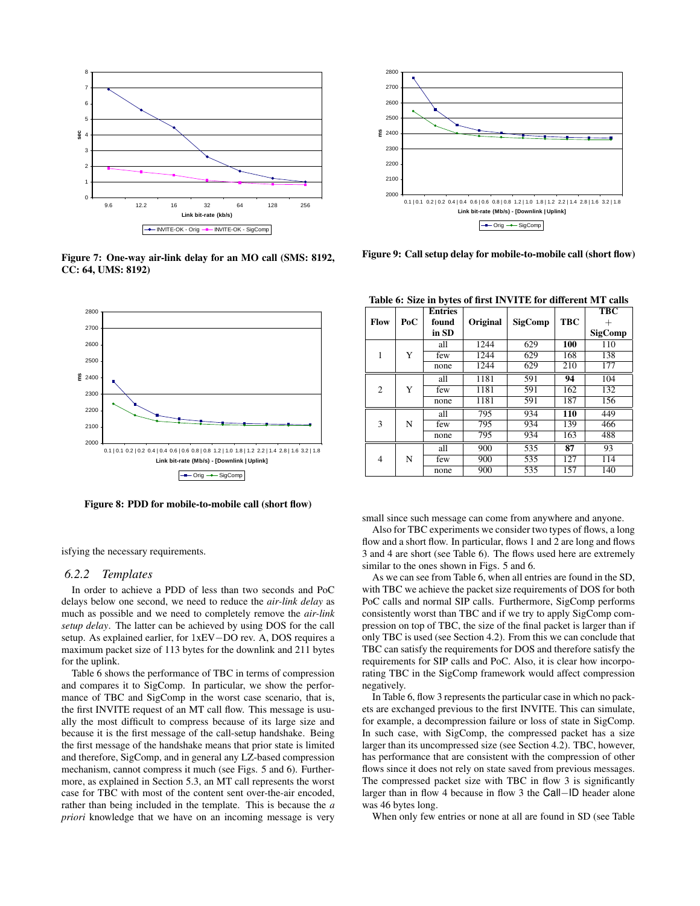Figure 7: One-way air-link delay for an MO call (SMS: 8192, CC: 64, UMS: 8192)

Figure 8: PDD for mobile-to-mobile call (short flow)

isfying the necessary requirements.

### 6.2.2 Templates

In order to achieve a PDD of less than two seconds and PoC delays below one second, we need to reduce the *air-link delay* as much as possible and we need to completely remove the *air-link setup delay*. The latter can be achieved by using DOS for the call setup. As explained earlier, for 1xEV−DO rev. A, DOS requires a maximum packet size of 113 bytes for the downlink and 211 bytes for the uplink.

Table 6 shows the performance of TBC in terms of compression and compares it to SigComp. In particular, we show the performance of TBC and SigComp in the worst case scenario, that is, the first INVITE request of an MT call flow. This message is usually the most difficult to compress because of its large size and because it is the first message of the call-setup handshake. Being the first message of the handshake means that prior state is limited and therefore, SigComp, and in general any LZ-based compression mechanism, cannot compress it much (see Figs. 5 and 6). Furthermore, as explained in Section 5.3, an MT call represents the worst case for TBC with most of the content sent over-the-air encoded, rather than being included in the template. This is because the *a priori* knowledge that we have on an incoming message is very

Figure 9: Call setup delay for mobile-to-mobile call (short flow)

Table 6: Size in bytes of first INVITE for different MT calls

| Flow | PoC | Entries found in SD | Original | SigComp | TBC | TBC + SigComp |
|---|---|---|---|---|---|---|
| 1 | Y | all | 1244 | 629 | **100** | 110 |
| | | few | 1244 | 629 | 168 | 138 |
| | | none | 1244 | 629 | 210 | 177 |
| 2 | Y | all | 1181 | 591 | **94** | 104 |
| | | few | 1181 | 591 | 162 | 132 |
| | | none | 1181 | 591 | 187 | 156 |
| 3 | N | all | 795 | 934 | **110** | 449 |
| | | few | 795 | 934 | 139 | 466 |
| | | none | 795 | 934 | 163 | 488 |
| 4 | N | all | 900 | 535 | **87** | 93 |
| | | few | 900 | 535 | 127 | 114 |
| | | none | 900 | 535 | 157 | 140 |

small since such message can come from anywhere and anyone.

Also for TBC experiments we consider two types of flows, a long flow and a short flow. In particular, flows 1 and 2 are long and flows 3 and 4 are short (see Table 6). The flows used here are extremely similar to the ones shown in Figs. 5 and 6.

As we can see from Table 6, when all entries are found in the SD, with TBC we achieve the packet size requirements of DOS for both PoC calls and normal SIP calls. Furthermore, SigComp performs consistently worst than TBC and if we try to apply SigComp compression on top of TBC, the size of the final packet is larger than if only TBC is used (see Section 4.2). From this we can conclude that TBC can satisfy the requirements for DOS and therefore satisfy the requirements for SIP calls and PoC. Also, it is clear how incorporating TBC in the SigComp framework would affect compression negatively.

In Table 6, flow 3 represents the particular case in which no packets are exchanged previous to the first INVITE. This can simulate, for example, a decompression failure or loss of state in SigComp. In such case, with SigComp, the compressed packet has a size larger than its uncompressed size (see Section 4.2). TBC, however, has performance that are consistent with the compression of other flows since it does not rely on state saved from previous messages. The compressed packet size with TBC in flow 3 is significantly larger than in flow 4 because in flow 3 the Call−ID header alone was 46 bytes long.

When only few entries or none at all are found in SD (see Table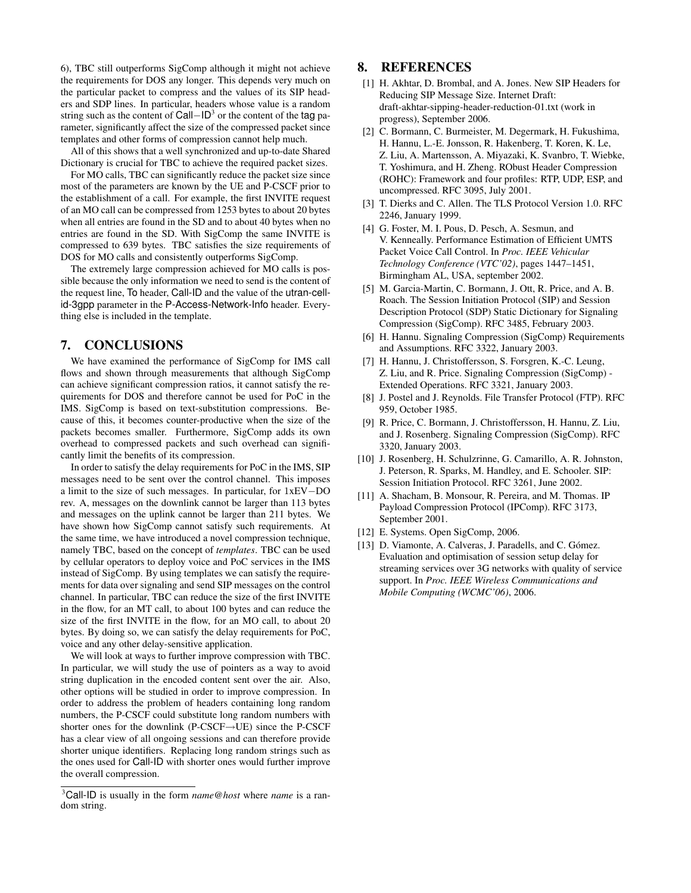6), TBC still outperforms SigComp although it might not achieve the requirements for DOS any longer. This depends very much on the particular packet to compress and the values of its SIP headers and SDP lines. In particular, headers whose value is a random string such as the content of Call−ID[3] or the content of the tag parameter, significantly affect the size of the compressed packet since templates and other forms of compression cannot help much.

All of this shows that a well synchronized and up-to-date Shared Dictionary is crucial for TBC to achieve the required packet sizes.

For MO calls, TBC can significantly reduce the packet size since most of the parameters are known by the UE and P-CSCF prior to the establishment of a call. For example, the first INVITE request of an MO call can be compressed from 1253 bytes to about 20 bytes when all entries are found in the SD and to about 40 bytes when no entries are found in the SD. With SigComp the same INVITE is compressed to 639 bytes. TBC satisfies the size requirements of DOS for MO calls and consistently outperforms SigComp.

The extremely large compression achieved for MO calls is possible because the only information we need to send is the content of the request line, To header, Call-ID and the value of the utran-cell-id-3gpp parameter in the P-Access-Network-Info header. Everything else is included in the template.

## 7. CONCLUSIONS

We have examined the performance of SigComp for IMS call flows and shown through measurements that although SigComp can achieve significant compression ratios, it cannot satisfy the requirements for DOS and therefore cannot be used for PoC in the IMS. SigComp is based on text-substitution compressions. Because of this, it becomes counter-productive when the size of the packets becomes smaller. Furthermore, SigComp adds its own overhead to compressed packets and such overhead can significantly limit the benefits of its compression.

In order to satisfy the delay requirements for PoC in the IMS, SIP messages need to be sent over the control channel. This imposes a limit to the size of such messages. In particular, for 1xEV−DO rev. A, messages on the downlink cannot be larger than 113 bytes and messages on the uplink cannot be larger than 211 bytes. We have shown how SigComp cannot satisfy such requirements. At the same time, we have introduced a novel compression technique, namely TBC, based on the concept of *templates*. TBC can be used by cellular operators to deploy voice and PoC services in the IMS instead of SigComp. By using templates we can satisfy the requirements for data over signaling and send SIP messages on the control channel. In particular, TBC can reduce the size of the first INVITE in the flow, for an MT call, to about 100 bytes and can reduce the size of the first INVITE in the flow, for an MO call, to about 20 bytes. By doing so, we can satisfy the delay requirements for PoC, voice and any other delay-sensitive application.

We will look at ways to further improve compression with TBC. In particular, we will study the use of pointers as a way to avoid string duplication in the encoded content sent over the air. Also, other options will be studied in order to improve compression. In order to address the problem of headers containing long random numbers, the P-CSCF could substitute long random numbers with shorter ones for the downlink (P-CSCF→UE) since the P-CSCF has a clear view of all ongoing sessions and can therefore provide shorter unique identifiers. Replacing long random strings such as the ones used for Call-ID with shorter ones would further improve the overall compression.

[3] Call-ID is usually in the form *name@host* where *name* is a random string.

## 8. REFERENCES

[1] H. Akhtar, D. Brombal, and A. Jones. New SIP Headers for Reducing SIP Message Size. Internet Draft: draft-akhtar-sipping-header-reduction-01.txt (work in progress), September 2006.

[2] C. Bormann, C. Burmeister, M. Degermark, H. Fukushima, H. Hannu, L.-E. Jonsson, R. Hakenberg, T. Koren, K. Le, Z. Liu, A. Martensson, A. Miyazaki, K. Svanbro, T. Wiebke, T. Yoshimura, and H. Zheng. RObust Header Compression (ROHC): Framework and four profiles: RTP, UDP, ESP, and uncompressed. RFC 3095, July 2001.

[3] T. Dierks and C. Allen. The TLS Protocol Version 1.0. RFC 2246, January 1999.

[4] G. Foster, M. I. Pous, D. Pesch, A. Sesmun, and V. Kenneally. Performance Estimation of Efficient UMTS Packet Voice Call Control. In *Proc. IEEE Vehicular Technology Conference (VTC'02)*, pages 1447–1451, Birmingham AL, USA, september 2002.

[5] M. Garcia-Martin, C. Bormann, J. Ott, R. Price, and A. B. Roach. The Session Initiation Protocol (SIP) and Session Description Protocol (SDP) Static Dictionary for Signaling Compression (SigComp). RFC 3485, February 2003.

[6] H. Hannu. Signaling Compression (SigComp) Requirements and Assumptions. RFC 3322, January 2003.

[7] H. Hannu, J. Christoffersson, S. Forsgren, K.-C. Leung, Z. Liu, and R. Price. Signaling Compression (SigComp) - Extended Operations. RFC 3321, January 2003.

[8] J. Postel and J. Reynolds. File Transfer Protocol (FTP). RFC 959, October 1985.

[9] R. Price, C. Bormann, J. Christoffersson, H. Hannu, Z. Liu, and J. Rosenberg. Signaling Compression (SigComp). RFC 3320, January 2003.

[10] J. Rosenberg, H. Schulzrinne, G. Camarillo, A. R. Johnston, J. Peterson, R. Sparks, M. Handley, and E. Schooler. SIP: Session Initiation Protocol. RFC 3261, June 2002.

[11] A. Shacham, B. Monsour, R. Pereira, and M. Thomas. IP Payload Compression Protocol (IPComp). RFC 3173, September 2001.

[12] E. Systems. Open SigComp, 2006.

[13] D. Viamonte, A. Calveras, J. Paradells, and C. Gómez. Evaluation and optimisation of session setup delay for streaming services over 3G networks with quality of service support. In *Proc. IEEE Wireless Communications and Mobile Computing (WCMC'06)*, 2006.